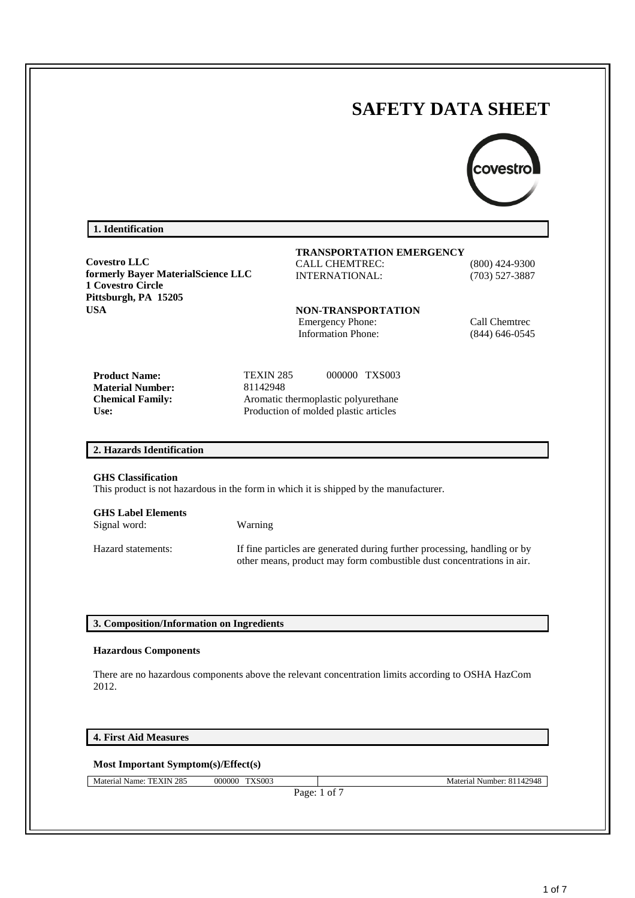# SAFETY DATA SHEET

## 1. Identification

**Covestro LLC**
**formerly Bayer MaterialScience LLC**
**1 Covestro Circle**
**Pittsburgh, PA 15205**
**USA**

**TRANSPORTATION EMERGENCY**

| | |
|---|---|
| CALL CHEMTREC: | (800) 424-9300 |
| INTERNATIONAL: | (703) 527-3887 |

**NON-TRANSPORTATION**

| | |
|---|---|
| Emergency Phone: | Call Chemtrec |
| Information Phone: | (844) 646-0545 |

| | |
|---|---|
| **Product Name:** | TEXIN 285 000000 TXS003 |
| **Material Number:** | 81142948 |
| **Chemical Family:** | Aromatic thermoplastic polyurethane |
| **Use:** | Production of molded plastic articles |

## 2. Hazards Identification

**GHS Classification**
This product is not hazardous in the form in which it is shipped by the manufacturer.

**GHS Label Elements**

| | |
|---|---|
| Signal word: | Warning |
| Hazard statements: | If fine particles are generated during further processing, handling or by other means, product may form combustible dust concentrations in air. |

## 3. Composition/Information on Ingredients

**Hazardous Components**

There are no hazardous components above the relevant concentration limits according to OSHA HazCom 2012.

## 4. First Aid Measures

**Most Important Symptom(s)/Effect(s)**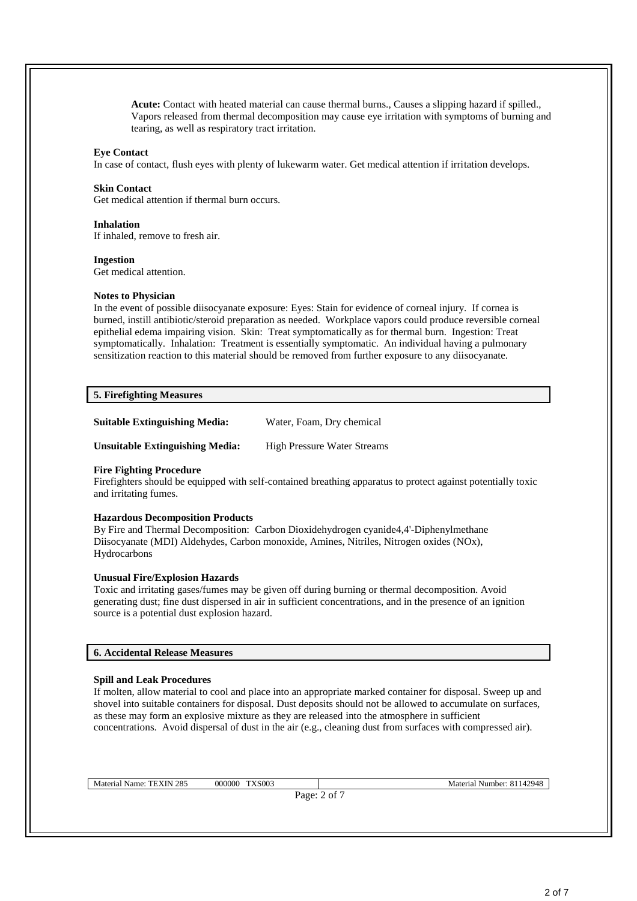**Acute:** Contact with heated material can cause thermal burns., Causes a slipping hazard if spilled., Vapors released from thermal decomposition may cause eye irritation with symptoms of burning and tearing, as well as respiratory tract irritation.

**Eye Contact**
In case of contact, flush eyes with plenty of lukewarm water. Get medical attention if irritation develops.

**Skin Contact**
Get medical attention if thermal burn occurs.

**Inhalation**
If inhaled, remove to fresh air.

**Ingestion**
Get medical attention.

**Notes to Physician**
In the event of possible diisocyanate exposure: Eyes: Stain for evidence of corneal injury. If cornea is burned, instill antibiotic/steroid preparation as needed. Workplace vapors could produce reversible corneal epithelial edema impairing vision. Skin: Treat symptomatically as for thermal burn. Ingestion: Treat symptomatically. Inhalation: Treatment is essentially symptomatic. An individual having a pulmonary sensitization reaction to this material should be removed from further exposure to any diisocyanate.

## 5. Firefighting Measures

**Suitable Extinguishing Media:** Water, Foam, Dry chemical

**Unsuitable Extinguishing Media:** High Pressure Water Streams

**Fire Fighting Procedure**
Firefighters should be equipped with self-contained breathing apparatus to protect against potentially toxic and irritating fumes.

**Hazardous Decomposition Products**
By Fire and Thermal Decomposition: Carbon Dioxidehydrogen cyanide4,4'-Diphenylmethane Diisocyanate (MDI) Aldehydes, Carbon monoxide, Amines, Nitriles, Nitrogen oxides (NOx), Hydrocarbons

**Unusual Fire/Explosion Hazards**
Toxic and irritating gases/fumes may be given off during burning or thermal decomposition. Avoid generating dust; fine dust dispersed in air in sufficient concentrations, and in the presence of an ignition source is a potential dust explosion hazard.

## 6. Accidental Release Measures

**Spill and Leak Procedures**
If molten, allow material to cool and place into an appropriate marked container for disposal. Sweep up and shovel into suitable containers for disposal. Dust deposits should not be allowed to accumulate on surfaces, as these may form an explosive mixture as they are released into the atmosphere in sufficient concentrations. Avoid dispersal of dust in the air (e.g., cleaning dust from surfaces with compressed air).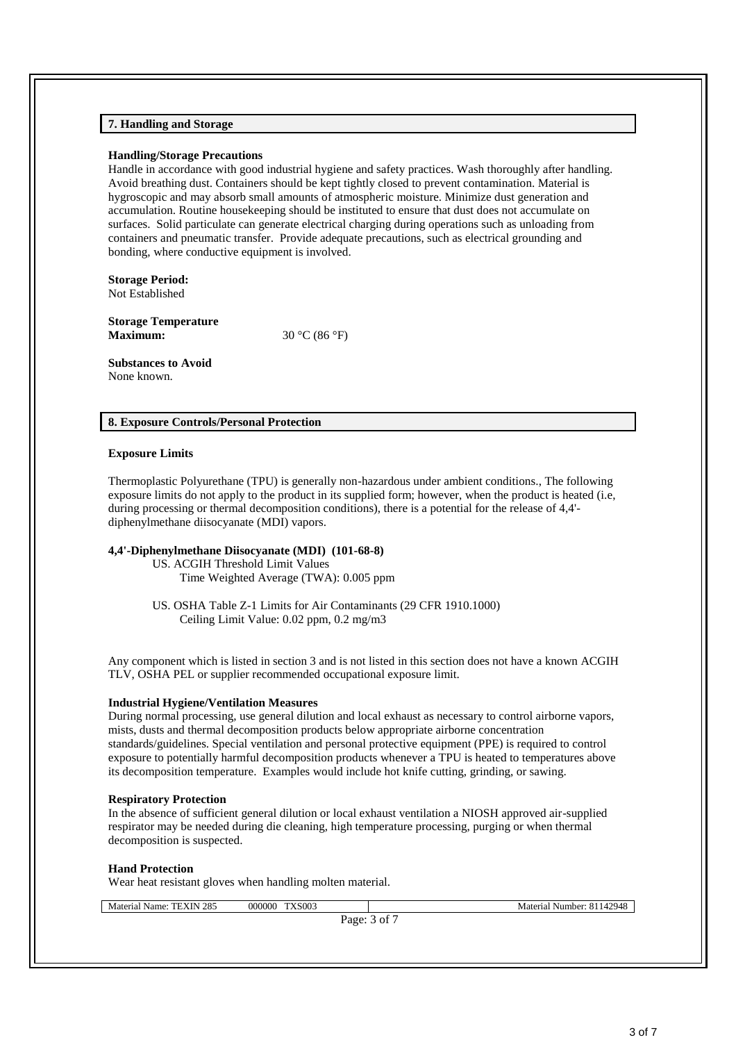## 7. Handling and Storage

**Handling/Storage Precautions**
Handle in accordance with good industrial hygiene and safety practices. Wash thoroughly after handling. Avoid breathing dust. Containers should be kept tightly closed to prevent contamination. Material is hygroscopic and may absorb small amounts of atmospheric moisture. Minimize dust generation and accumulation. Routine housekeeping should be instituted to ensure that dust does not accumulate on surfaces. Solid particulate can generate electrical charging during operations such as unloading from containers and pneumatic transfer. Provide adequate precautions, such as electrical grounding and bonding, where conductive equipment is involved.

**Storage Period:**
Not Established

**Storage Temperature Maximum:** 30 °C (86 °F)

**Substances to Avoid**
None known.

## 8. Exposure Controls/Personal Protection

**Exposure Limits**

Thermoplastic Polyurethane (TPU) is generally non-hazardous under ambient conditions., The following exposure limits do not apply to the product in its supplied form; however, when the product is heated (i.e, during processing or thermal decomposition conditions), there is a potential for the release of 4,4'-diphenylmethane diisocyanate (MDI) vapors.

**4,4'-Diphenylmethane Diisocyanate (MDI) (101-68-8)**

US. ACGIH Threshold Limit Values
Time Weighted Average (TWA): 0.005 ppm

US. OSHA Table Z-1 Limits for Air Contaminants (29 CFR 1910.1000)
Ceiling Limit Value: 0.02 ppm, 0.2 mg/m3

Any component which is listed in section 3 and is not listed in this section does not have a known ACGIH TLV, OSHA PEL or supplier recommended occupational exposure limit.

**Industrial Hygiene/Ventilation Measures**
During normal processing, use general dilution and local exhaust as necessary to control airborne vapors, mists, dusts and thermal decomposition products below appropriate airborne concentration standards/guidelines. Special ventilation and personal protective equipment (PPE) is required to control exposure to potentially harmful decomposition products whenever a TPU is heated to temperatures above its decomposition temperature. Examples would include hot knife cutting, grinding, or sawing.

**Respiratory Protection**
In the absence of sufficient general dilution or local exhaust ventilation a NIOSH approved air-supplied respirator may be needed during die cleaning, high temperature processing, purging or when thermal decomposition is suspected.

**Hand Protection**
Wear heat resistant gloves when handling molten material.

Material Name: TEXIN 285 000000 TXS003 | Material Number: 81142948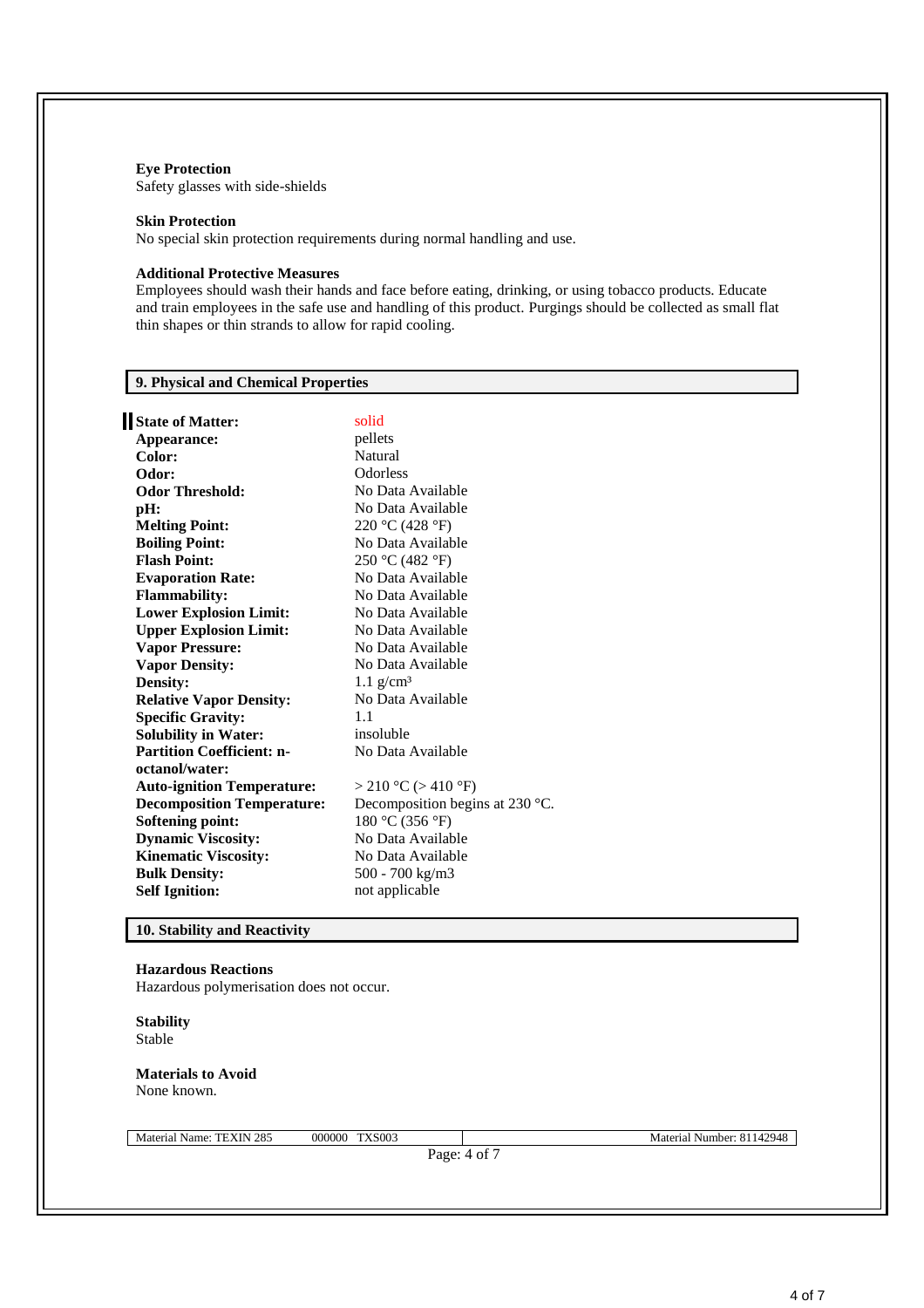**Eye Protection**
Safety glasses with side-shields

**Skin Protection**
No special skin protection requirements during normal handling and use.

**Additional Protective Measures**
Employees should wash their hands and face before eating, drinking, or using tobacco products. Educate and train employees in the safe use and handling of this product. Purgings should be collected as small flat thin shapes or thin strands to allow for rapid cooling.

## 9. Physical and Chemical Properties

| | |
|---|---|
| **State of Matter:** | solid |
| **Appearance:** | pellets |
| **Color:** | Natural |
| **Odor:** | Odorless |
| **Odor Threshold:** | No Data Available |
| **pH:** | No Data Available |
| **Melting Point:** | 220 °C (428 °F) |
| **Boiling Point:** | No Data Available |
| **Flash Point:** | 250 °C (482 °F) |
| **Evaporation Rate:** | No Data Available |
| **Flammability:** | No Data Available |
| **Lower Explosion Limit:** | No Data Available |
| **Upper Explosion Limit:** | No Data Available |
| **Vapor Pressure:** | No Data Available |
| **Vapor Density:** | No Data Available |
| **Density:** | 1.1 g/cm³ |
| **Relative Vapor Density:** | No Data Available |
| **Specific Gravity:** | 1.1 |
| **Solubility in Water:** | insoluble |
| **Partition Coefficient: n-octanol/water:** | No Data Available |
| **Auto-ignition Temperature:** | > 210 °C (> 410 °F) |
| **Decomposition Temperature:** | Decomposition begins at 230 °C. |
| **Softening point:** | 180 °C (356 °F) |
| **Dynamic Viscosity:** | No Data Available |
| **Kinematic Viscosity:** | No Data Available |
| **Bulk Density:** | 500 - 700 kg/m3 |
| **Self Ignition:** | not applicable |

## 10. Stability and Reactivity

**Hazardous Reactions**
Hazardous polymerisation does not occur.

**Stability**
Stable

**Materials to Avoid**
None known.

Material Name: TEXIN 285 000000 TXS003 | Material Number: 81142948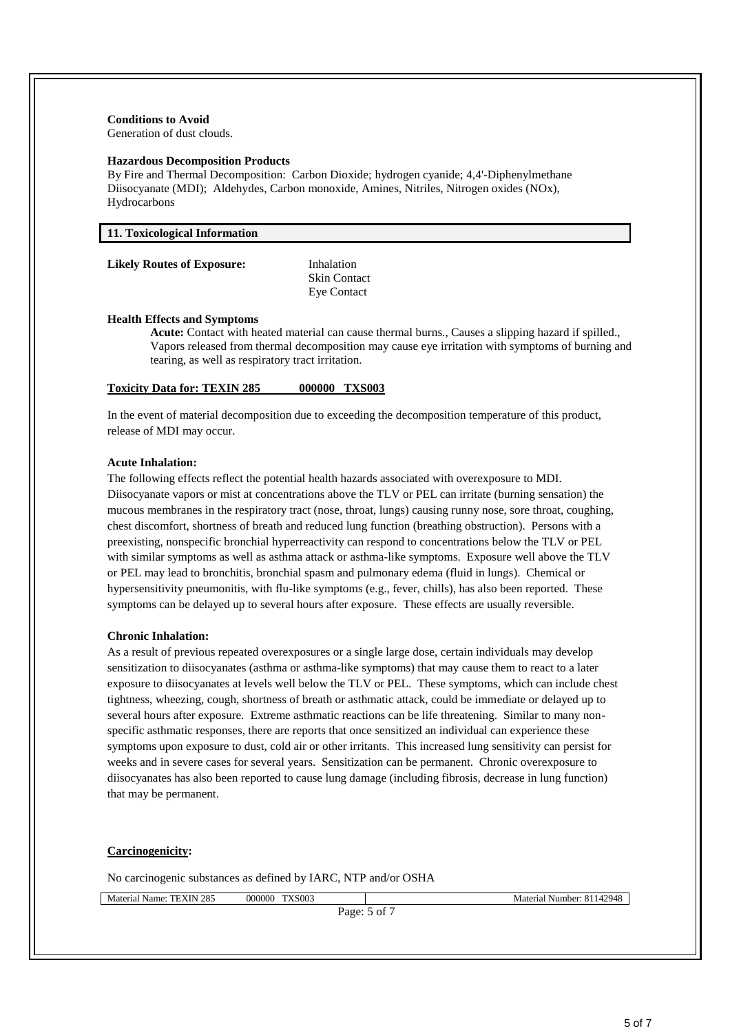**Conditions to Avoid**
Generation of dust clouds.

**Hazardous Decomposition Products**
By Fire and Thermal Decomposition: Carbon Dioxide; hydrogen cyanide; 4,4'-Diphenylmethane Diisocyanate (MDI); Aldehydes, Carbon monoxide, Amines, Nitriles, Nitrogen oxides (NOx), Hydrocarbons

## 11. Toxicological Information

**Likely Routes of Exposure:** Inhalation
Skin Contact
Eye Contact

**Health Effects and Symptoms**

**Acute:** Contact with heated material can cause thermal burns., Causes a slipping hazard if spilled., Vapors released from thermal decomposition may cause eye irritation with symptoms of burning and tearing, as well as respiratory tract irritation.

**Toxicity Data for: TEXIN 285 000000 TXS003**

In the event of material decomposition due to exceeding the decomposition temperature of this product, release of MDI may occur.

**Acute Inhalation:**
The following effects reflect the potential health hazards associated with overexposure to MDI. Diisocyanate vapors or mist at concentrations above the TLV or PEL can irritate (burning sensation) the mucous membranes in the respiratory tract (nose, throat, lungs) causing runny nose, sore throat, coughing, chest discomfort, shortness of breath and reduced lung function (breathing obstruction). Persons with a preexisting, nonspecific bronchial hyperreactivity can respond to concentrations below the TLV or PEL with similar symptoms as well as asthma attack or asthma-like symptoms. Exposure well above the TLV or PEL may lead to bronchitis, bronchial spasm and pulmonary edema (fluid in lungs). Chemical or hypersensitivity pneumonitis, with flu-like symptoms (e.g., fever, chills), has also been reported. These symptoms can be delayed up to several hours after exposure. These effects are usually reversible.

**Chronic Inhalation:**
As a result of previous repeated overexposures or a single large dose, certain individuals may develop sensitization to diisocyanates (asthma or asthma-like symptoms) that may cause them to react to a later exposure to diisocyanates at levels well below the TLV or PEL. These symptoms, which can include chest tightness, wheezing, cough, shortness of breath or asthmatic attack, could be immediate or delayed up to several hours after exposure. Extreme asthmatic reactions can be life threatening. Similar to many non-specific asthmatic responses, there are reports that once sensitized an individual can experience these symptoms upon exposure to dust, cold air or other irritants. This increased lung sensitivity can persist for weeks and in severe cases for several years. Sensitization can be permanent. Chronic overexposure to diisocyanates has also been reported to cause lung damage (including fibrosis, decrease in lung function) that may be permanent.

**Carcinogenicity:**

No carcinogenic substances as defined by IARC, NTP and/or OSHA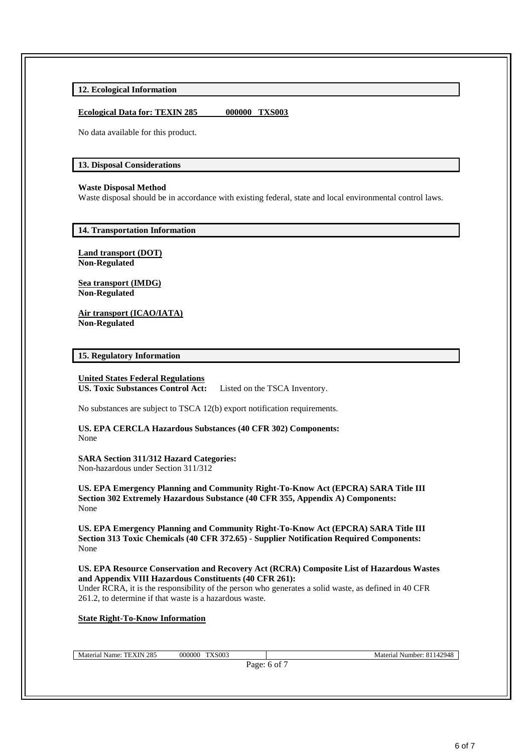## 12. Ecological Information

**Ecological Data for: TEXIN 285 000000 TXS003**

No data available for this product.

## 13. Disposal Considerations

**Waste Disposal Method**

Waste disposal should be in accordance with existing federal, state and local environmental control laws.

## 14. Transportation Information

**Land transport (DOT)**
**Non-Regulated**

**Sea transport (IMDG)**
**Non-Regulated**

**Air transport (ICAO/IATA)**
**Non-Regulated**

## 15. Regulatory Information

**United States Federal Regulations**

**US. Toxic Substances Control Act:** Listed on the TSCA Inventory.

No substances are subject to TSCA 12(b) export notification requirements.

**US. EPA CERCLA Hazardous Substances (40 CFR 302) Components:**
None

**SARA Section 311/312 Hazard Categories:**
Non-hazardous under Section 311/312

**US. EPA Emergency Planning and Community Right-To-Know Act (EPCRA) SARA Title III Section 302 Extremely Hazardous Substance (40 CFR 355, Appendix A) Components:**
None

**US. EPA Emergency Planning and Community Right-To-Know Act (EPCRA) SARA Title III Section 313 Toxic Chemicals (40 CFR 372.65) - Supplier Notification Required Components:**
None

**US. EPA Resource Conservation and Recovery Act (RCRA) Composite List of Hazardous Wastes and Appendix VIII Hazardous Constituents (40 CFR 261):**
Under RCRA, it is the responsibility of the person who generates a solid waste, as defined in 40 CFR 261.2, to determine if that waste is a hazardous waste.

**State Right-To-Know Information**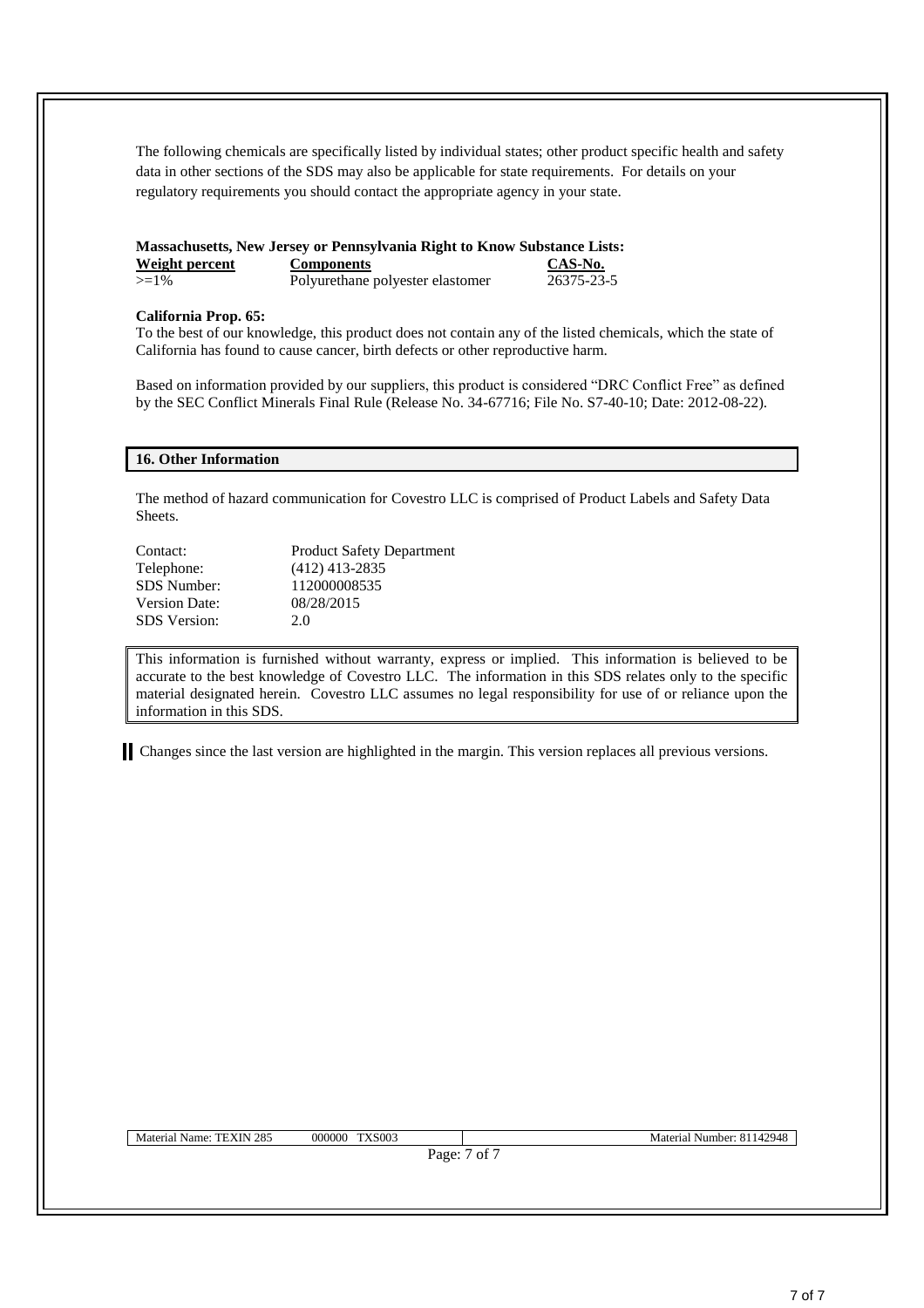The following chemicals are specifically listed by individual states; other product specific health and safety data in other sections of the SDS may also be applicable for state requirements. For details on your regulatory requirements you should contact the appropriate agency in your state.

**Massachusetts, New Jersey or Pennsylvania Right to Know Substance Lists:**

| Weight percent | Components | CAS-No. |
|---|---|---|
| >=1% | Polyurethane polyester elastomer | 26375-23-5 |

**California Prop. 65:**
To the best of our knowledge, this product does not contain any of the listed chemicals, which the state of California has found to cause cancer, birth defects or other reproductive harm.

Based on information provided by our suppliers, this product is considered "DRC Conflict Free" as defined by the SEC Conflict Minerals Final Rule (Release No. 34-67716; File No. S7-40-10; Date: 2012-08-22).

## 16. Other Information

The method of hazard communication for Covestro LLC is comprised of Product Labels and Safety Data Sheets.

| | |
|---|---|
| Contact: | Product Safety Department |
| Telephone: | (412) 413-2835 |
| SDS Number: | 112000008535 |
| Version Date: | 08/28/2015 |
| SDS Version: | 2.0 |

This information is furnished without warranty, express or implied. This information is believed to be accurate to the best knowledge of Covestro LLC. The information in this SDS relates only to the specific material designated herein. Covestro LLC assumes no legal responsibility for use of or reliance upon the information in this SDS.

Changes since the last version are highlighted in the margin. This version replaces all previous versions.